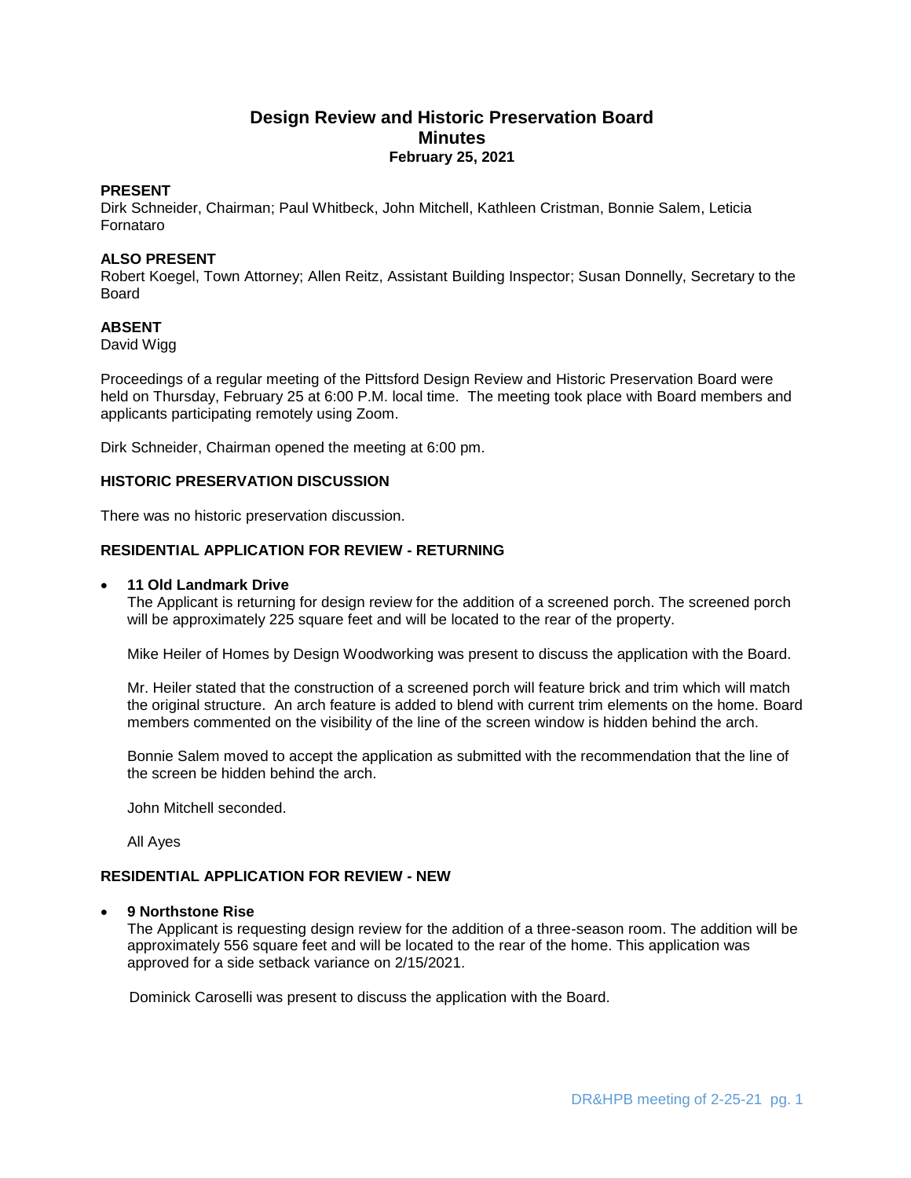# Design Review and Historic Preservation Board
## Minutes
### February 25, 2021

**PRESENT**
Dirk Schneider, Chairman; Paul Whitbeck, John Mitchell, Kathleen Cristman, Bonnie Salem, Leticia Fornataro

**ALSO PRESENT**
Robert Koegel, Town Attorney; Allen Reitz, Assistant Building Inspector; Susan Donnelly, Secretary to the Board

**ABSENT**
David Wigg

Proceedings of a regular meeting of the Pittsford Design Review and Historic Preservation Board were held on Thursday, February 25 at 6:00 P.M. local time. The meeting took place with Board members and applicants participating remotely using Zoom.

Dirk Schneider, Chairman opened the meeting at 6:00 pm.

**HISTORIC PRESERVATION DISCUSSION**

There was no historic preservation discussion.

**RESIDENTIAL APPLICATION FOR REVIEW - RETURNING**

- **11 Old Landmark Drive**
  The Applicant is returning for design review for the addition of a screened porch. The screened porch will be approximately 225 square feet and will be located to the rear of the property.

  Mike Heiler of Homes by Design Woodworking was present to discuss the application with the Board.

  Mr. Heiler stated that the construction of a screened porch will feature brick and trim which will match the original structure. An arch feature is added to blend with current trim elements on the home. Board members commented on the visibility of the line of the screen window is hidden behind the arch.

  Bonnie Salem moved to accept the application as submitted with the recommendation that the line of the screen be hidden behind the arch.

  John Mitchell seconded.

  All Ayes

**RESIDENTIAL APPLICATION FOR REVIEW - NEW**

- **9 Northstone Rise**
  The Applicant is requesting design review for the addition of a three-season room. The addition will be approximately 556 square feet and will be located to the rear of the home. This application was approved for a side setback variance on 2/15/2021.

  Dominick Caroselli was present to discuss the application with the Board.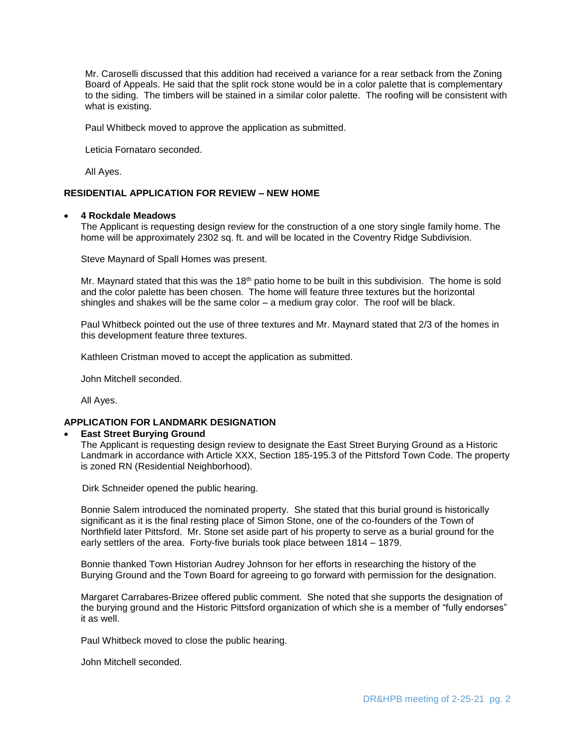Mr. Caroselli discussed that this addition had received a variance for a rear setback from the Zoning Board of Appeals. He said that the split rock stone would be in a color palette that is complementary to the siding. The timbers will be stained in a similar color palette. The roofing will be consistent with what is existing.

Paul Whitbeck moved to approve the application as submitted.

Leticia Fornataro seconded.

All Ayes.

**RESIDENTIAL APPLICATION FOR REVIEW – NEW HOME**

- **4 Rockdale Meadows**

  The Applicant is requesting design review for the construction of a one story single family home. The home will be approximately 2302 sq. ft. and will be located in the Coventry Ridge Subdivision.

  Steve Maynard of Spall Homes was present.

  Mr. Maynard stated that this was the 18th patio home to be built in this subdivision. The home is sold and the color palette has been chosen. The home will feature three textures but the horizontal shingles and shakes will be the same color – a medium gray color. The roof will be black.

  Paul Whitbeck pointed out the use of three textures and Mr. Maynard stated that 2/3 of the homes in this development feature three textures.

  Kathleen Cristman moved to accept the application as submitted.

  John Mitchell seconded.

  All Ayes.

**APPLICATION FOR LANDMARK DESIGNATION**

- **East Street Burying Ground**

  The Applicant is requesting design review to designate the East Street Burying Ground as a Historic Landmark in accordance with Article XXX, Section 185-195.3 of the Pittsford Town Code. The property is zoned RN (Residential Neighborhood).

  Dirk Schneider opened the public hearing.

  Bonnie Salem introduced the nominated property. She stated that this burial ground is historically significant as it is the final resting place of Simon Stone, one of the co-founders of the Town of Northfield later Pittsford. Mr. Stone set aside part of his property to serve as a burial ground for the early settlers of the area. Forty-five burials took place between 1814 – 1879.

  Bonnie thanked Town Historian Audrey Johnson for her efforts in researching the history of the Burying Ground and the Town Board for agreeing to go forward with permission for the designation.

  Margaret Carrabares-Brizee offered public comment. She noted that she supports the designation of the burying ground and the Historic Pittsford organization of which she is a member of "fully endorses" it as well.

  Paul Whitbeck moved to close the public hearing.

  John Mitchell seconded.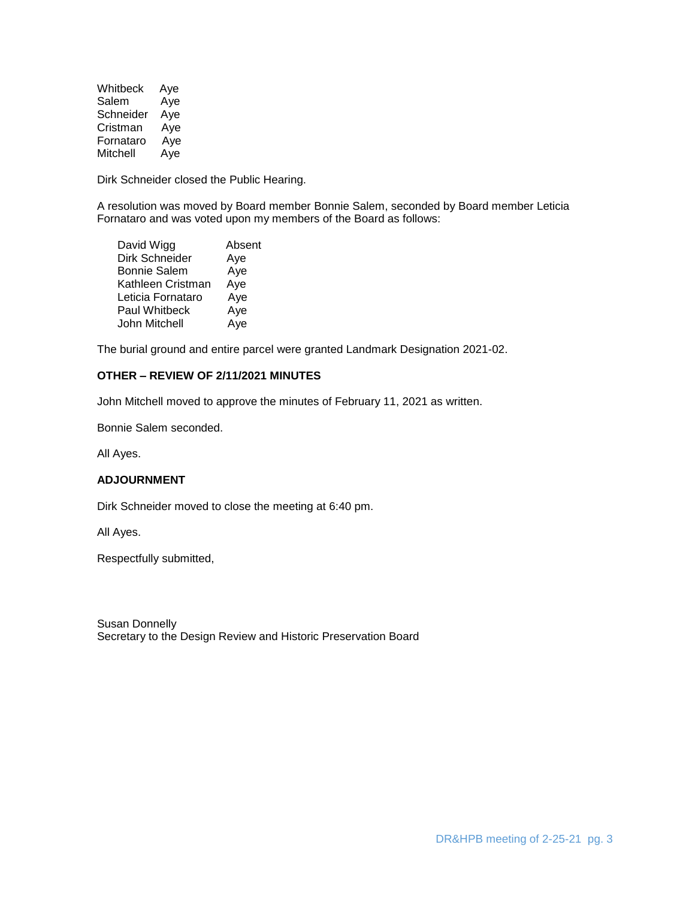| | |
|---|---|
| Whitbeck | Aye |
| Salem | Aye |
| Schneider | Aye |
| Cristman | Aye |
| Fornataro | Aye |
| Mitchell | Aye |

Dirk Schneider closed the Public Hearing.

A resolution was moved by Board member Bonnie Salem, seconded by Board member Leticia Fornataro and was voted upon my members of the Board as follows:

| | |
|---|---|
| David Wigg | Absent |
| Dirk Schneider | Aye |
| Bonnie Salem | Aye |
| Kathleen Cristman | Aye |
| Leticia Fornataro | Aye |
| Paul Whitbeck | Aye |
| John Mitchell | Aye |

The burial ground and entire parcel were granted Landmark Designation 2021-02.

**OTHER – REVIEW OF 2/11/2021 MINUTES**

John Mitchell moved to approve the minutes of February 11, 2021 as written.

Bonnie Salem seconded.

All Ayes.

**ADJOURNMENT**

Dirk Schneider moved to close the meeting at 6:40 pm.

All Ayes.

Respectfully submitted,

Susan Donnelly
Secretary to the Design Review and Historic Preservation Board